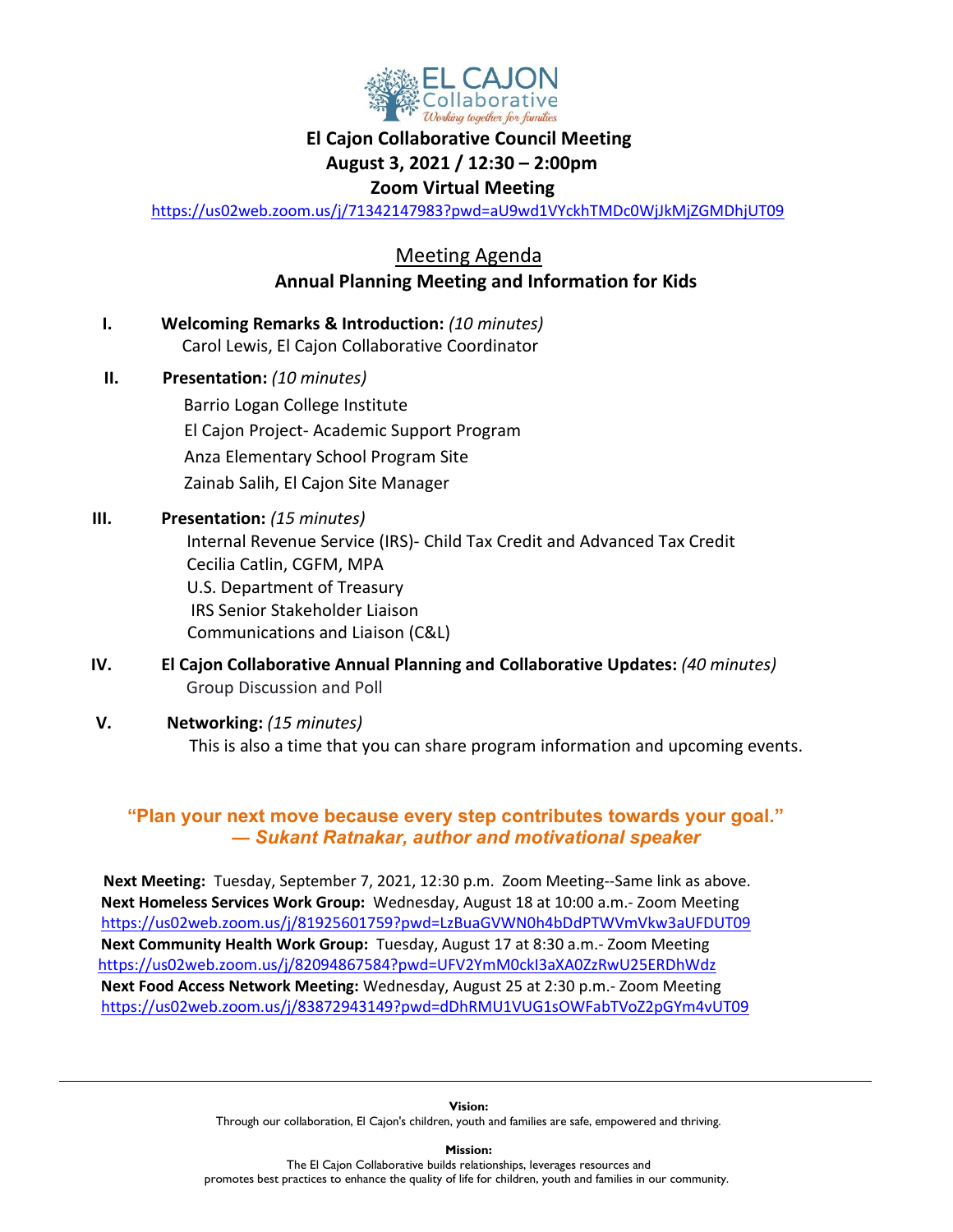EL CAJON Collaborative
*Working together for families*

# El Cajon Collaborative Council Meeting
## August 3, 2021 / 12:30 – 2:00pm
## Zoom Virtual Meeting

https://us02web.zoom.us/j/71342147983?pwd=aU9wd1VYckhTMDc0WjJkMjZGMDhjUT09

## Meeting Agenda

### Annual Planning Meeting and Information for Kids

I. **Welcoming Remarks & Introduction:** *(10 minutes)*
Carol Lewis, El Cajon Collaborative Coordinator

II. **Presentation:** *(10 minutes)*
Barrio Logan College Institute
El Cajon Project- Academic Support Program
Anza Elementary School Program Site
Zainab Salih, El Cajon Site Manager

III. **Presentation:** *(15 minutes)*
Internal Revenue Service (IRS)- Child Tax Credit and Advanced Tax Credit
Cecilia Catlin, CGFM, MPA
U.S. Department of Treasury
IRS Senior Stakeholder Liaison
Communications and Liaison (C&L)

IV. **El Cajon Collaborative Annual Planning and Collaborative Updates:** *(40 minutes)*
Group Discussion and Poll

V. **Networking:** *(15 minutes)*
This is also a time that you can share program information and upcoming events.

**"Plan your next move because every step contributes towards your goal."**
***— Sukant Ratnakar, author and motivational speaker***

**Next Meeting:** Tuesday, September 7, 2021, 12:30 p.m. Zoom Meeting--Same link as above.
**Next Homeless Services Work Group:** Wednesday, August 18 at 10:00 a.m.- Zoom Meeting
https://us02web.zoom.us/j/81925601759?pwd=LzBuaGVWN0h4bDdPTWVmVkw3aUFDUT09
**Next Community Health Work Group:** Tuesday, August 17 at 8:30 a.m.- Zoom Meeting
https://us02web.zoom.us/j/82094867584?pwd=UFV2YmM0ckI3aXA0ZzRwU25ERDhWdz
**Next Food Access Network Meeting:** Wednesday, August 25 at 2:30 p.m.- Zoom Meeting
https://us02web.zoom.us/j/83872943149?pwd=dDhRMU1VUG1sOWFabTVoZ2pGYm4vUT09

---

**Vision:**
Through our collaboration, El Cajon's children, youth and families are safe, empowered and thriving.

**Mission:**
The El Cajon Collaborative builds relationships, leverages resources and promotes best practices to enhance the quality of life for children, youth and families in our community.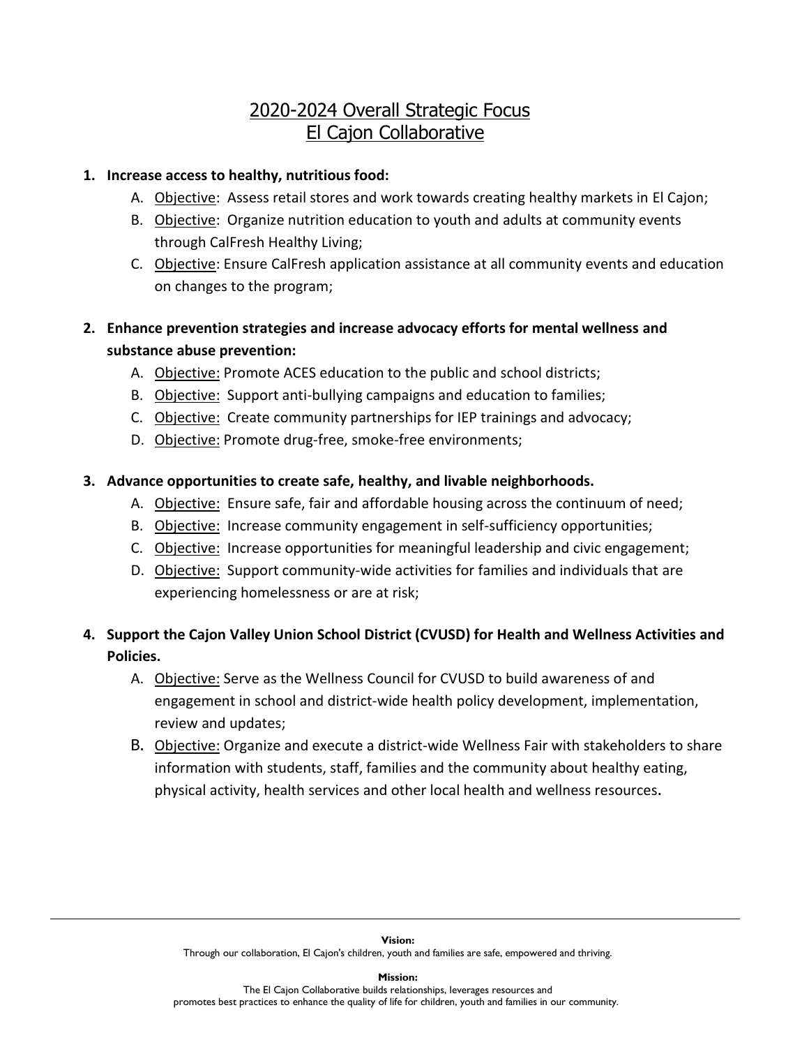# 2020-2024 Overall Strategic Focus
# El Cajon Collaborative

1. **Increase access to healthy, nutritious food:**
   - A. Objective: Assess retail stores and work towards creating healthy markets in El Cajon;
   - B. Objective: Organize nutrition education to youth and adults at community events through CalFresh Healthy Living;
   - C. Objective: Ensure CalFresh application assistance at all community events and education on changes to the program;

2. **Enhance prevention strategies and increase advocacy efforts for mental wellness and substance abuse prevention:**
   - A. Objective: Promote ACES education to the public and school districts;
   - B. Objective: Support anti-bullying campaigns and education to families;
   - C. Objective: Create community partnerships for IEP trainings and advocacy;
   - D. Objective: Promote drug-free, smoke-free environments;

3. **Advance opportunities to create safe, healthy, and livable neighborhoods.**
   - A. Objective: Ensure safe, fair and affordable housing across the continuum of need;
   - B. Objective: Increase community engagement in self-sufficiency opportunities;
   - C. Objective: Increase opportunities for meaningful leadership and civic engagement;
   - D. Objective: Support community-wide activities for families and individuals that are experiencing homelessness or are at risk;

4. **Support the Cajon Valley Union School District (CVUSD) for Health and Wellness Activities and Policies.**
   - A. Objective: Serve as the Wellness Council for CVUSD to build awareness of and engagement in school and district-wide health policy development, implementation, review and updates;
   - B. Objective: Organize and execute a district-wide Wellness Fair with stakeholders to share information with students, staff, families and the community about healthy eating, physical activity, health services and other local health and wellness resources.

---

**Vision:**
Through our collaboration, El Cajon's children, youth and families are safe, empowered and thriving.

**Mission:**
The El Cajon Collaborative builds relationships, leverages resources and promotes best practices to enhance the quality of life for children, youth and families in our community.